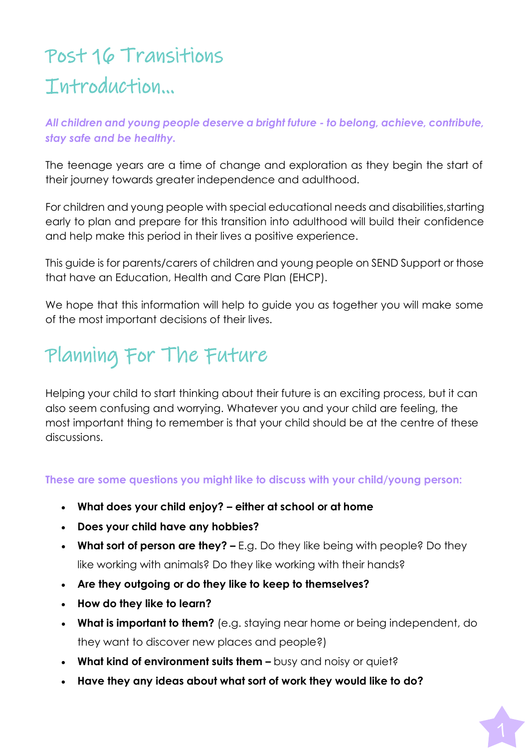# Post 16 Transitions

## Introduction...

***All children and young people deserve a bright future - to belong, achieve, contribute, stay safe and be healthy.***

The teenage years are a time of change and exploration as they begin the start of their journey towards greater independence and adulthood.

For children and young people with special educational needs and disabilities,starting early to plan and prepare for this transition into adulthood will build their confidence and help make this period in their lives a positive experience.

This guide is for parents/carers of children and young people on SEND Support or those that have an Education, Health and Care Plan (EHCP).

We hope that this information will help to guide you as together you will make some of the most important decisions of their lives.

# Planning For The Future

Helping your child to start thinking about their future is an exciting process, but it can also seem confusing and worrying. Whatever you and your child are feeling, the most important thing to remember is that your child should be at the centre of these discussions.

**These are some questions you might like to discuss with your child/young person:**

- **What does your child enjoy? – either at school or at home**
- **Does your child have any hobbies?**
- **What sort of person are they? –** E.g. Do they like being with people? Do they like working with animals? Do they like working with their hands?
- **Are they outgoing or do they like to keep to themselves?**
- **How do they like to learn?**
- **What is important to them?** (e.g. staying near home or being independent, do they want to discover new places and people?)
- **What kind of environment suits them –** busy and noisy or quiet?
- **Have they any ideas about what sort of work they would like to do?**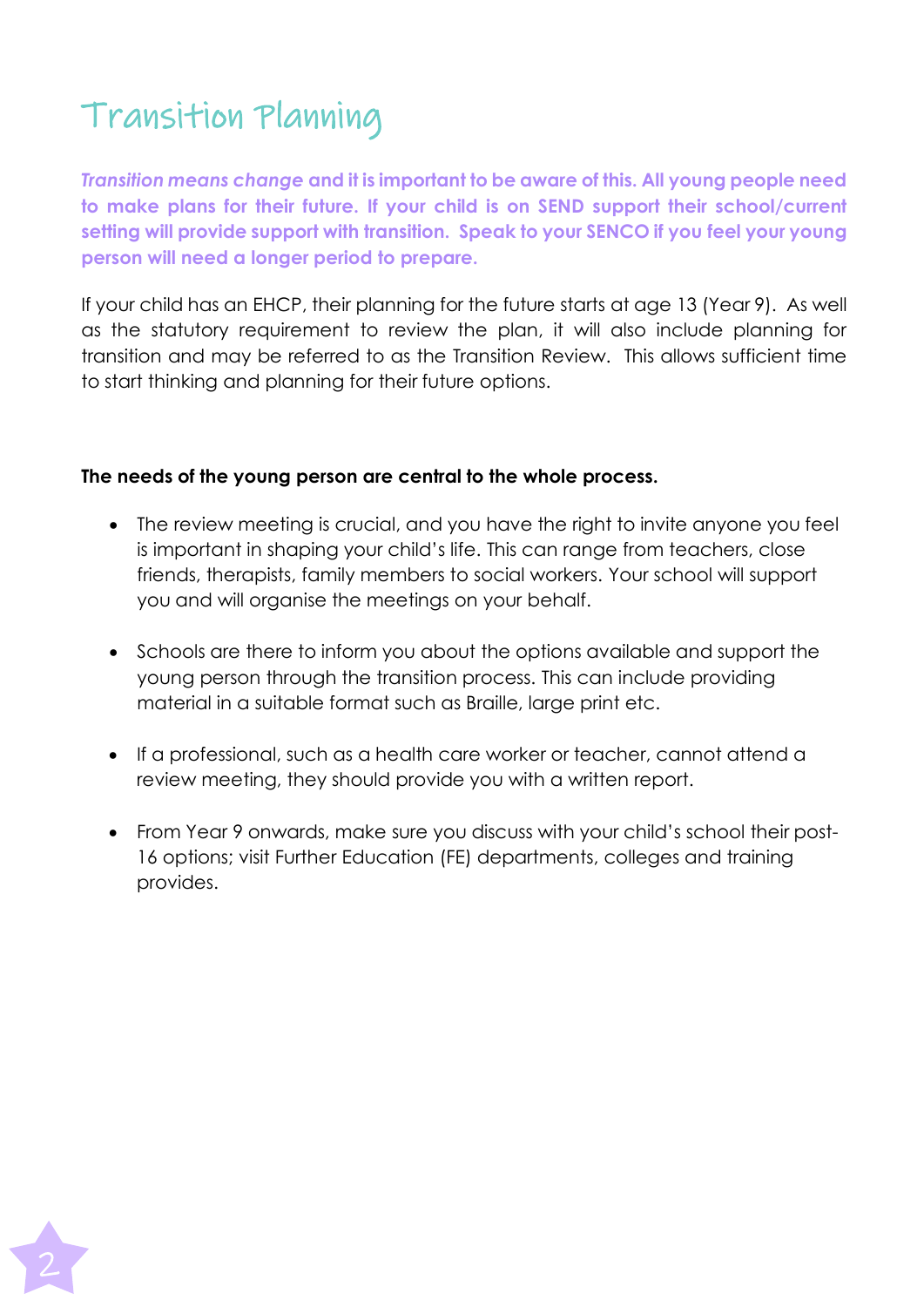# Transition Planning

***Transition means change* and it is important to be aware of this. All young people need to make plans for their future. If your child is on SEND support their school/current setting will provide support with transition. Speak to your SENCO if you feel your young person will need a longer period to prepare.**

If your child has an EHCP, their planning for the future starts at age 13 (Year 9). As well as the statutory requirement to review the plan, it will also include planning for transition and may be referred to as the Transition Review. This allows sufficient time to start thinking and planning for their future options.

**The needs of the young person are central to the whole process.**

- The review meeting is crucial, and you have the right to invite anyone you feel is important in shaping your child's life. This can range from teachers, close friends, therapists, family members to social workers. Your school will support you and will organise the meetings on your behalf.
- Schools are there to inform you about the options available and support the young person through the transition process. This can include providing material in a suitable format such as Braille, large print etc.
- If a professional, such as a health care worker or teacher, cannot attend a review meeting, they should provide you with a written report.
- From Year 9 onwards, make sure you discuss with your child's school their post-16 options; visit Further Education (FE) departments, colleges and training provides.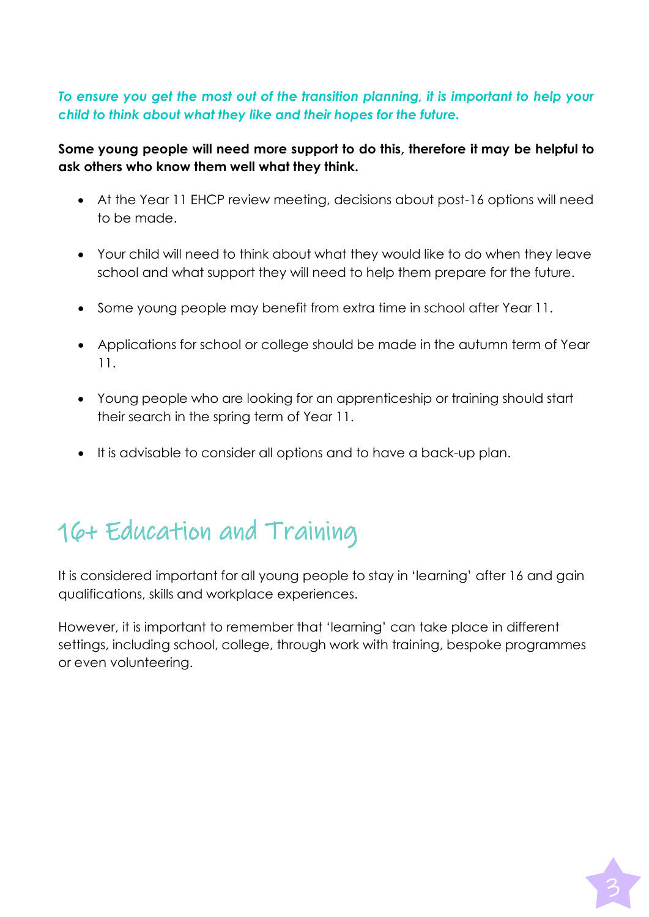***To ensure you get the most out of the transition planning, it is important to help your child to think about what they like and their hopes for the future.***

**Some young people will need more support to do this, therefore it may be helpful to ask others who know them well what they think.**

- At the Year 11 EHCP review meeting, decisions about post-16 options will need to be made.
- Your child will need to think about what they would like to do when they leave school and what support they will need to help them prepare for the future.
- Some young people may benefit from extra time in school after Year 11.
- Applications for school or college should be made in the autumn term of Year 11.
- Young people who are looking for an apprenticeship or training should start their search in the spring term of Year 11.
- It is advisable to consider all options and to have a back-up plan.

# 16+ Education and Training

It is considered important for all young people to stay in 'learning' after 16 and gain qualifications, skills and workplace experiences.

However, it is important to remember that 'learning' can take place in different settings, including school, college, through work with training, bespoke programmes or even volunteering.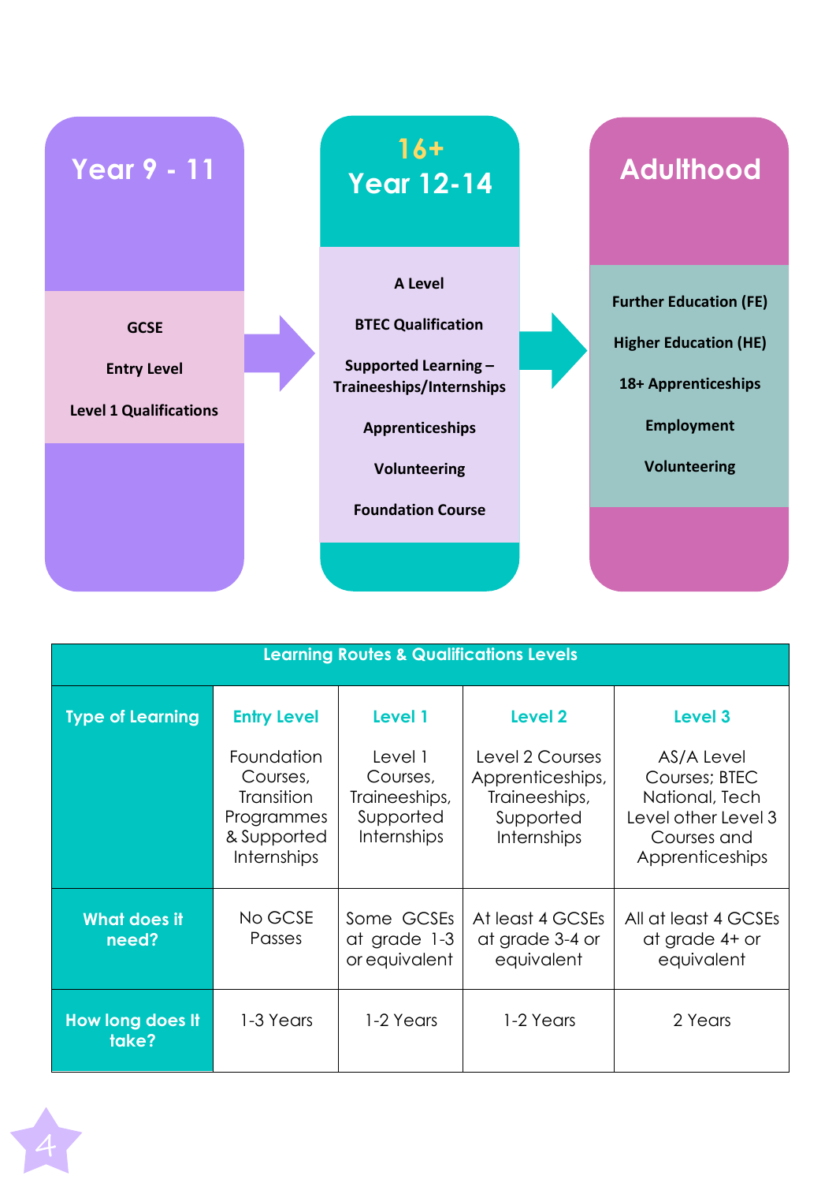## Year 9 - 11

**GCSE**

**Entry Level**

**Level 1 Qualifications**

## 16+ Year 12-14

**A Level**

**BTEC Qualification**

**Supported Learning – Traineeships/Internships**

**Apprenticeships**

**Volunteering**

**Foundation Course**

## Adulthood

**Further Education (FE)**

**Higher Education (HE)**

**18+ Apprenticeships**

**Employment**

**Volunteering**

| Learning Routes & Qualifications Levels | | | | |
|---|---|---|---|---|
| **Type of Learning** | **Entry Level**<br>Foundation Courses, Transition Programmes & Supported Internships | **Level 1**<br>Level 1 Courses, Traineeships, Supported Internships | **Level 2**<br>Level 2 Courses Apprenticeships, Traineeships, Supported Internships | **Level 3**<br>AS/A Level Courses; BTEC National, Tech Level other Level 3 Courses and Apprenticeships |
| **What does it need?** | No GCSE Passes | Some GCSEs at grade 1-3 or equivalent | At least 4 GCSEs at grade 3-4 or equivalent | All at least 4 GCSEs at grade 4+ or equivalent |
| **How long does It take?** | 1-3 Years | 1-2 Years | 1-2 Years | 2 Years |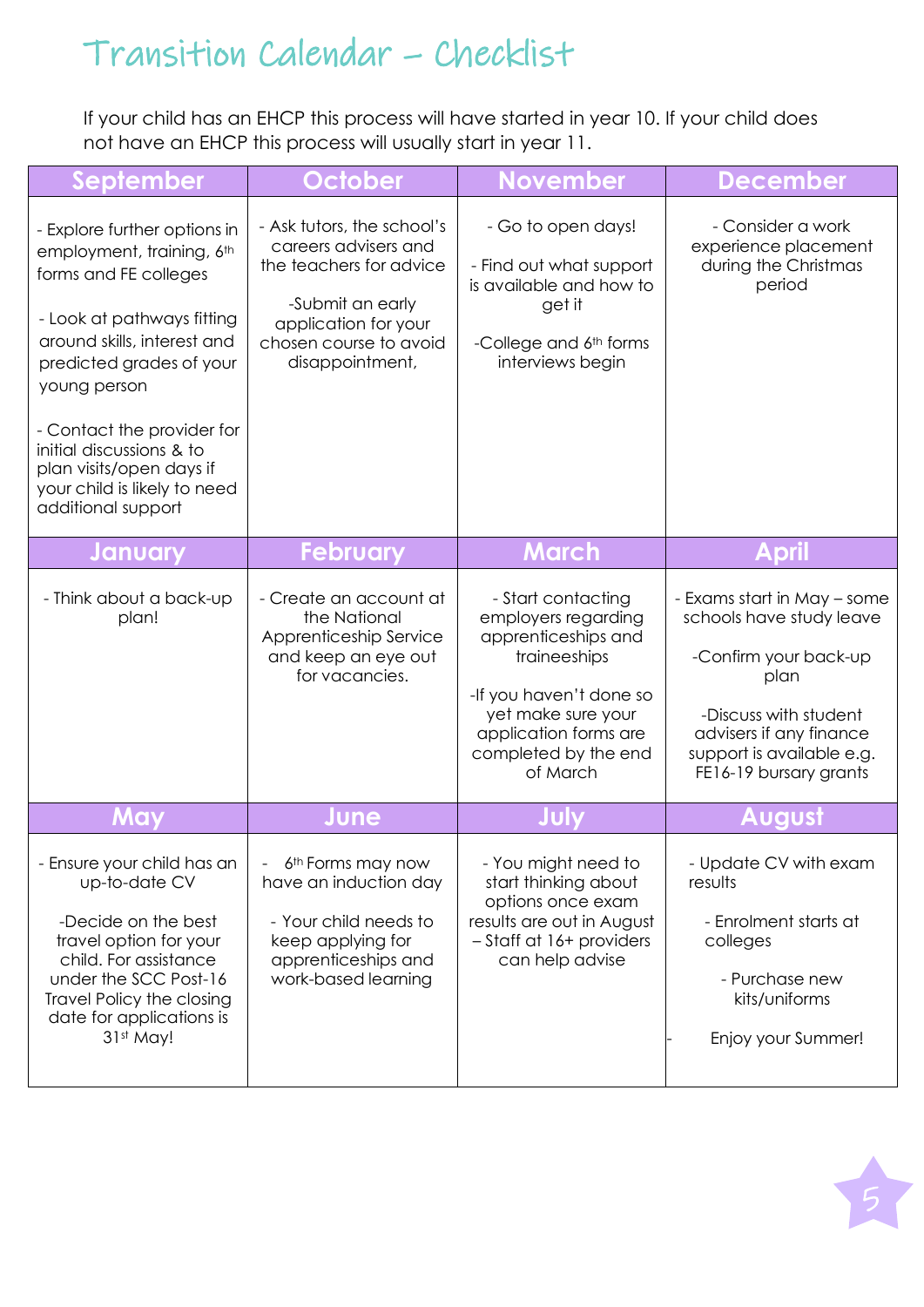# Transition Calendar – Checklist

If your child has an EHCP this process will have started in year 10. If your child does not have an EHCP this process will usually start in year 11.

| September | October | November | December |
|---|---|---|---|
| - Explore further options in employment, training, 6th forms and FE colleges<br><br>- Look at pathways fitting around skills, interest and predicted grades of your young person<br><br>- Contact the provider for initial discussions & to plan visits/open days if your child is likely to need additional support | - Ask tutors, the school's careers advisers and the teachers for advice<br><br>-Submit an early application for your chosen course to avoid disappointment, | - Go to open days!<br><br>- Find out what support is available and how to get it<br><br>-College and 6th forms interviews begin | - Consider a work experience placement during the Christmas period |
| **January** | **February** | **March** | **April** |
| - Think about a back-up plan! | - Create an account at the National Apprenticeship Service and keep an eye out for vacancies. | - Start contacting employers regarding apprenticeships and traineeships<br><br>-If you haven't done so yet make sure your application forms are completed by the end of March | - Exams start in May – some schools have study leave<br><br>-Confirm your back-up plan<br><br>-Discuss with student advisers if any finance support is available e.g. FE16-19 bursary grants |
| **May** | **June** | **July** | **August** |
| - Ensure your child has an up-to-date CV<br><br>-Decide on the best travel option for your child. For assistance under the SCC Post-16 Travel Policy the closing date for applications is 31st May! | - 6th Forms may now have an induction day<br><br>- Your child needs to keep applying for apprenticeships and work-based learning | - You might need to start thinking about options once exam results are out in August – Staff at 16+ providers can help advise | - Update CV with exam results<br><br>- Enrolment starts at colleges<br><br>- Purchase new kits/uniforms<br><br>- Enjoy your Summer! |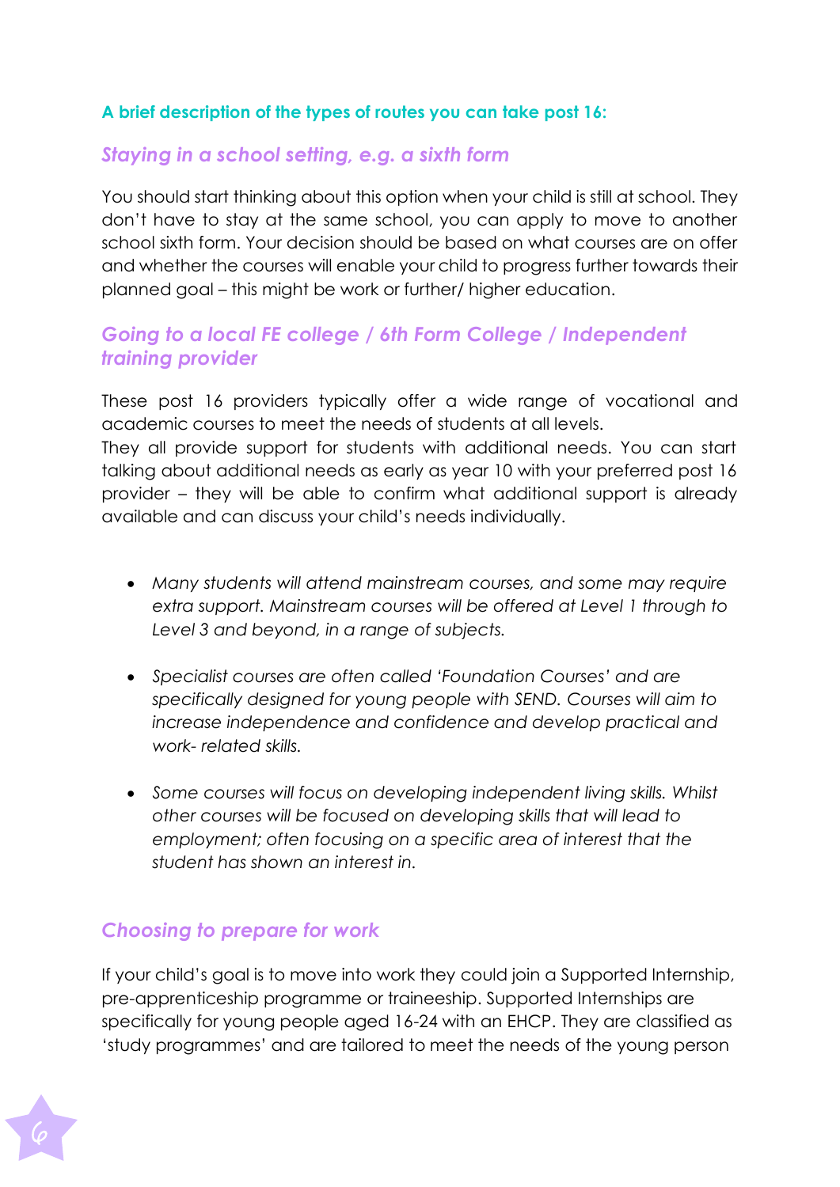**A brief description of the types of routes you can take post 16:**

## *Staying in a school setting, e.g. a sixth form*

You should start thinking about this option when your child is still at school. They don't have to stay at the same school, you can apply to move to another school sixth form. Your decision should be based on what courses are on offer and whether the courses will enable your child to progress further towards their planned goal – this might be work or further/ higher education.

## *Going to a local FE college / 6th Form College / Independent training provider*

These post 16 providers typically offer a wide range of vocational and academic courses to meet the needs of students at all levels.
They all provide support for students with additional needs. You can start talking about additional needs as early as year 10 with your preferred post 16 provider – they will be able to confirm what additional support is already available and can discuss your child's needs individually.

- *Many students will attend mainstream courses, and some may require extra support. Mainstream courses will be offered at Level 1 through to Level 3 and beyond, in a range of subjects.*

- *Specialist courses are often called 'Foundation Courses' and are specifically designed for young people with SEND. Courses will aim to increase independence and confidence and develop practical and work- related skills.*

- *Some courses will focus on developing independent living skills. Whilst other courses will be focused on developing skills that will lead to employment; often focusing on a specific area of interest that the student has shown an interest in.*

## *Choosing to prepare for work*

If your child's goal is to move into work they could join a Supported Internship, pre-apprenticeship programme or traineeship. Supported Internships are specifically for young people aged 16-24 with an EHCP. They are classified as 'study programmes' and are tailored to meet the needs of the young person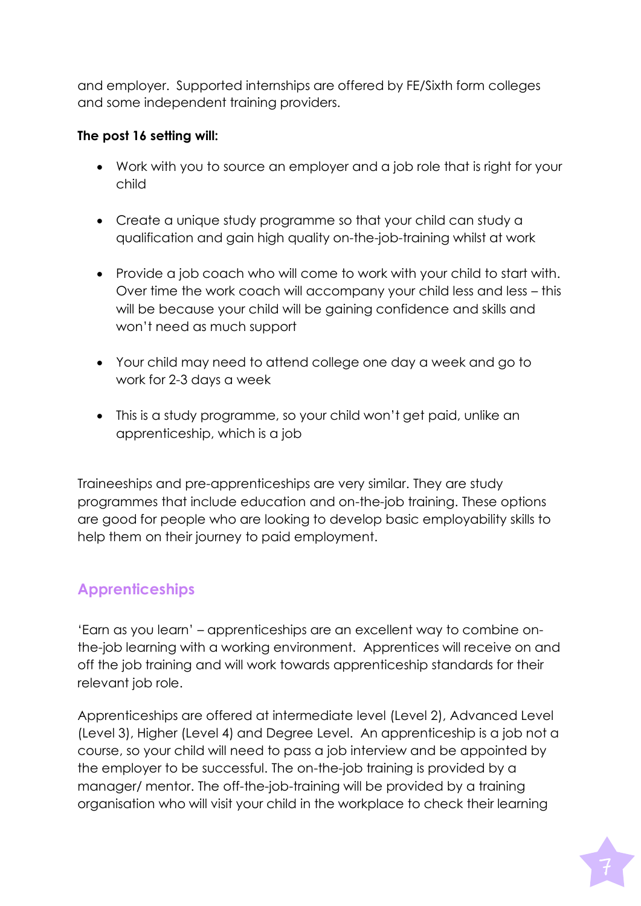and employer. Supported internships are offered by FE/Sixth form colleges and some independent training providers.

**The post 16 setting will:**

- Work with you to source an employer and a job role that is right for your child
- Create a unique study programme so that your child can study a qualification and gain high quality on-the-job-training whilst at work
- Provide a job coach who will come to work with your child to start with. Over time the work coach will accompany your child less and less – this will be because your child will be gaining confidence and skills and won't need as much support
- Your child may need to attend college one day a week and go to work for 2-3 days a week
- This is a study programme, so your child won't get paid, unlike an apprenticeship, which is a job

Traineeships and pre-apprenticeships are very similar. They are study programmes that include education and on-the-job training. These options are good for people who are looking to develop basic employability skills to help them on their journey to paid employment.

## Apprenticeships

'Earn as you learn' – apprenticeships are an excellent way to combine on-the-job learning with a working environment. Apprentices will receive on and off the job training and will work towards apprenticeship standards for their relevant job role.

Apprenticeships are offered at intermediate level (Level 2), Advanced Level (Level 3), Higher (Level 4) and Degree Level. An apprenticeship is a job not a course, so your child will need to pass a job interview and be appointed by the employer to be successful. The on-the-job training is provided by a manager/ mentor. The off-the-job-training will be provided by a training organisation who will visit your child in the workplace to check their learning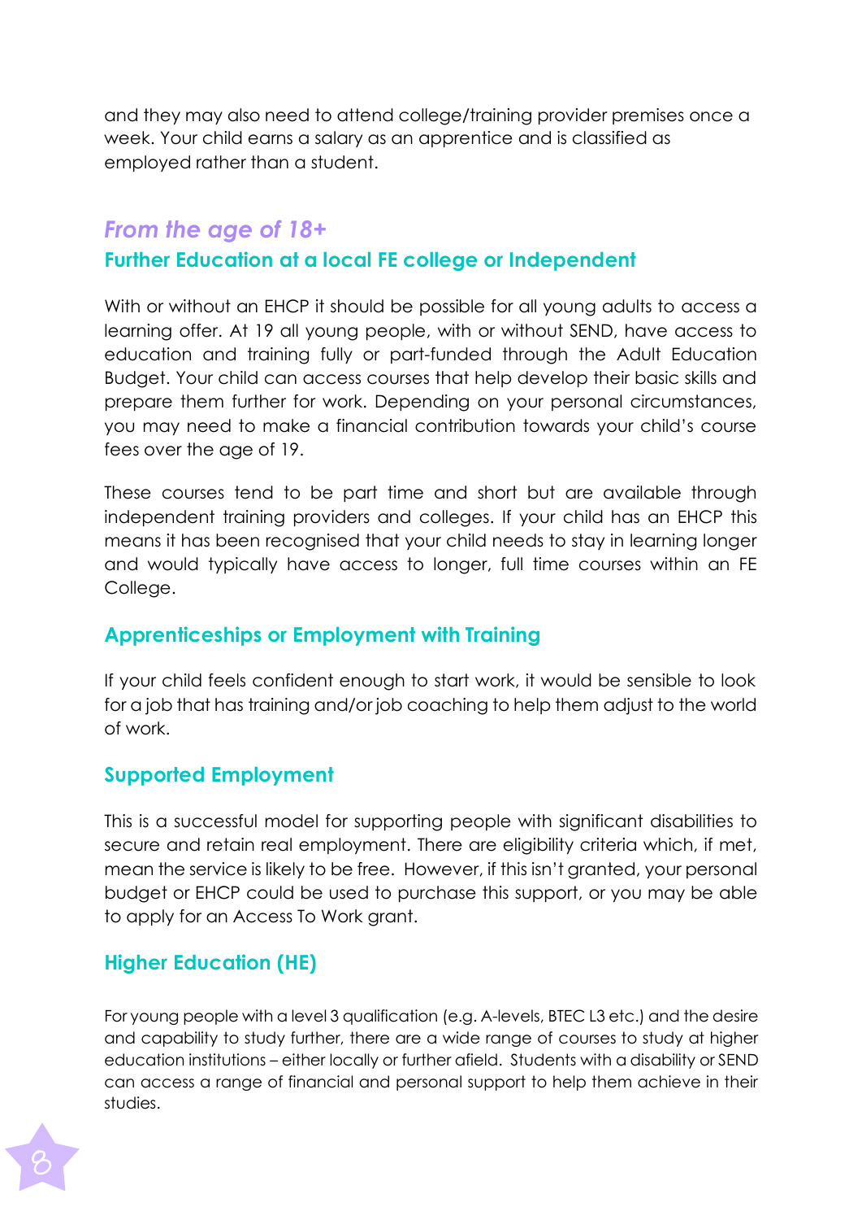and they may also need to attend college/training provider premises once a week. Your child earns a salary as an apprentice and is classified as employed rather than a student.

## *From the age of 18+*

### Further Education at a local FE college or Independent

With or without an EHCP it should be possible for all young adults to access a learning offer. At 19 all young people, with or without SEND, have access to education and training fully or part-funded through the Adult Education Budget. Your child can access courses that help develop their basic skills and prepare them further for work. Depending on your personal circumstances, you may need to make a financial contribution towards your child's course fees over the age of 19.

These courses tend to be part time and short but are available through independent training providers and colleges. If your child has an EHCP this means it has been recognised that your child needs to stay in learning longer and would typically have access to longer, full time courses within an FE College.

### Apprenticeships or Employment with Training

If your child feels confident enough to start work, it would be sensible to look for a job that has training and/or job coaching to help them adjust to the world of work.

### Supported Employment

This is a successful model for supporting people with significant disabilities to secure and retain real employment. There are eligibility criteria which, if met, mean the service is likely to be free. However, if this isn't granted, your personal budget or EHCP could be used to purchase this support, or you may be able to apply for an Access To Work grant.

### Higher Education (HE)

For young people with a level 3 qualification (e.g. A-levels, BTEC L3 etc.) and the desire and capability to study further, there are a wide range of courses to study at higher education institutions – either locally or further afield. Students with a disability or SEND can access a range of financial and personal support to help them achieve in their studies.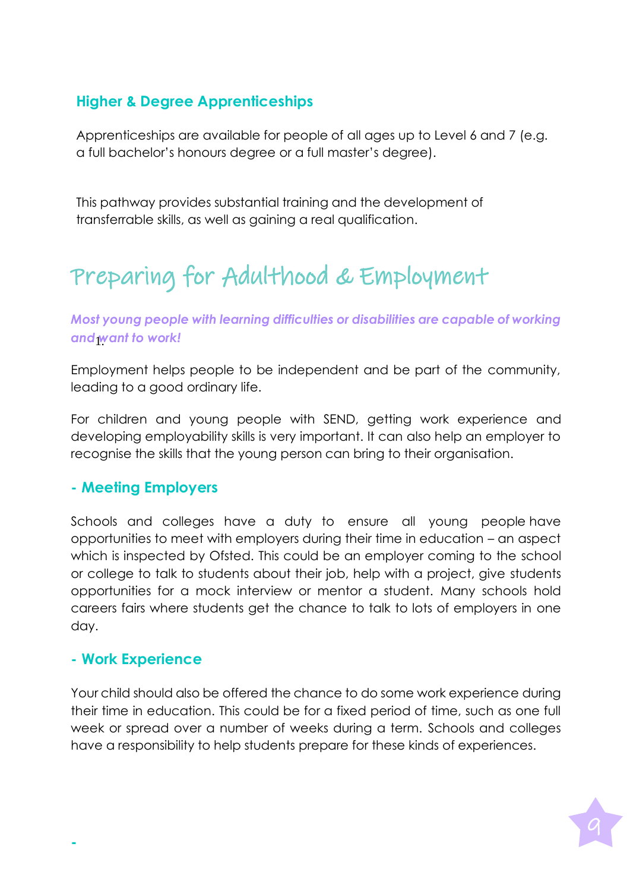### Higher & Degree Apprenticeships

Apprenticeships are available for people of all ages up to Level 6 and 7 (e.g. a full bachelor's honours degree or a full master's degree).

This pathway provides substantial training and the development of transferrable skills, as well as gaining a real qualification.

## Preparing for Adulthood & Employment

***Most young people with learning difficulties or disabilities are capable of working and want to work!***

Employment helps people to be independent and be part of the community, leading to a good ordinary life.

For children and young people with SEND, getting work experience and developing employability skills is very important. It can also help an employer to recognise the skills that the young person can bring to their organisation.

### - Meeting Employers

Schools and colleges have a duty to ensure all young people have opportunities to meet with employers during their time in education – an aspect which is inspected by Ofsted. This could be an employer coming to the school or college to talk to students about their job, help with a project, give students opportunities for a mock interview or mentor a student. Many schools hold careers fairs where students get the chance to talk to lots of employers in one day.

### - Work Experience

Your child should also be offered the chance to do some work experience during their time in education. This could be for a fixed period of time, such as one full week or spread over a number of weeks during a term. Schools and colleges have a responsibility to help students prepare for these kinds of experiences.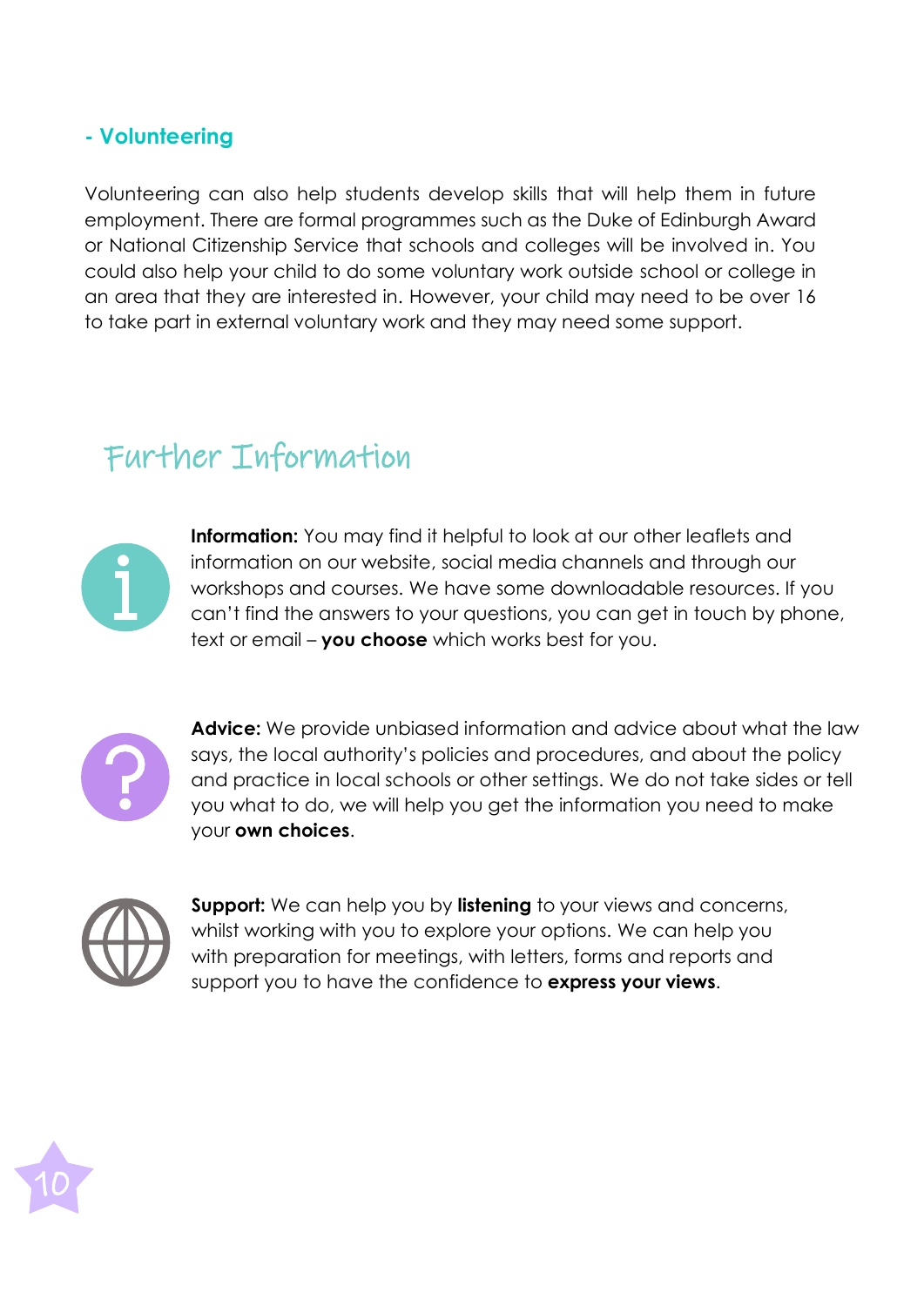### - Volunteering

Volunteering can also help students develop skills that will help them in future employment. There are formal programmes such as the Duke of Edinburgh Award or National Citizenship Service that schools and colleges will be involved in. You could also help your child to do some voluntary work outside school or college in an area that they are interested in. However, your child may need to be over 16 to take part in external voluntary work and they may need some support.

## Further Information

**Information:** You may find it helpful to look at our other leaflets and information on our website, social media channels and through our workshops and courses. We have some downloadable resources. If you can't find the answers to your questions, you can get in touch by phone, text or email – **you choose** which works best for you.

**Advice:** We provide unbiased information and advice about what the law says, the local authority's policies and procedures, and about the policy and practice in local schools or other settings. We do not take sides or tell you what to do, we will help you get the information you need to make your **own choices**.

**Support:** We can help you by **listening** to your views and concerns, whilst working with you to explore your options. We can help you with preparation for meetings, with letters, forms and reports and support you to have the confidence to **express your views**.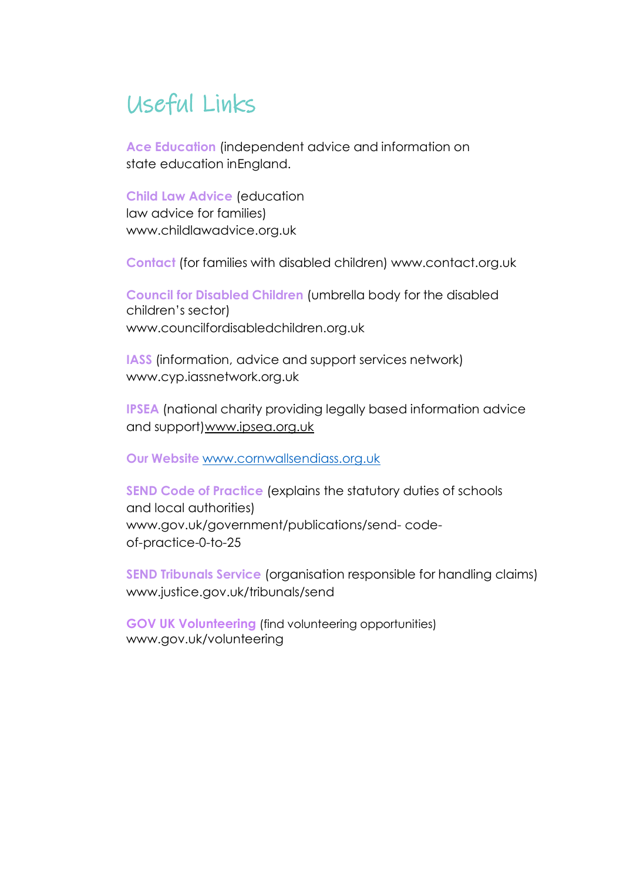# Useful Links

**Ace Education** (independent advice and information on state education inEngland.

**Child Law Advice** (education law advice for families) www.childlawadvice.org.uk

**Contact** (for families with disabled children) www.contact.org.uk

**Council for Disabled Children** (umbrella body for the disabled children's sector) www.councilfordisabledchildren.org.uk

**IASS** (information, advice and support services network) www.cyp.iassnetwork.org.uk

**IPSEA** (national charity providing legally based information advice and support)www.ipsea.org.uk

**Our Website** www.cornwallsendiass.org.uk

**SEND Code of Practice** (explains the statutory duties of schools and local authorities) www.gov.uk/government/publications/send- code-of-practice-0-to-25

**SEND Tribunals Service** (organisation responsible for handling claims) www.justice.gov.uk/tribunals/send

**GOV UK Volunteering** (find volunteering opportunities) www.gov.uk/volunteering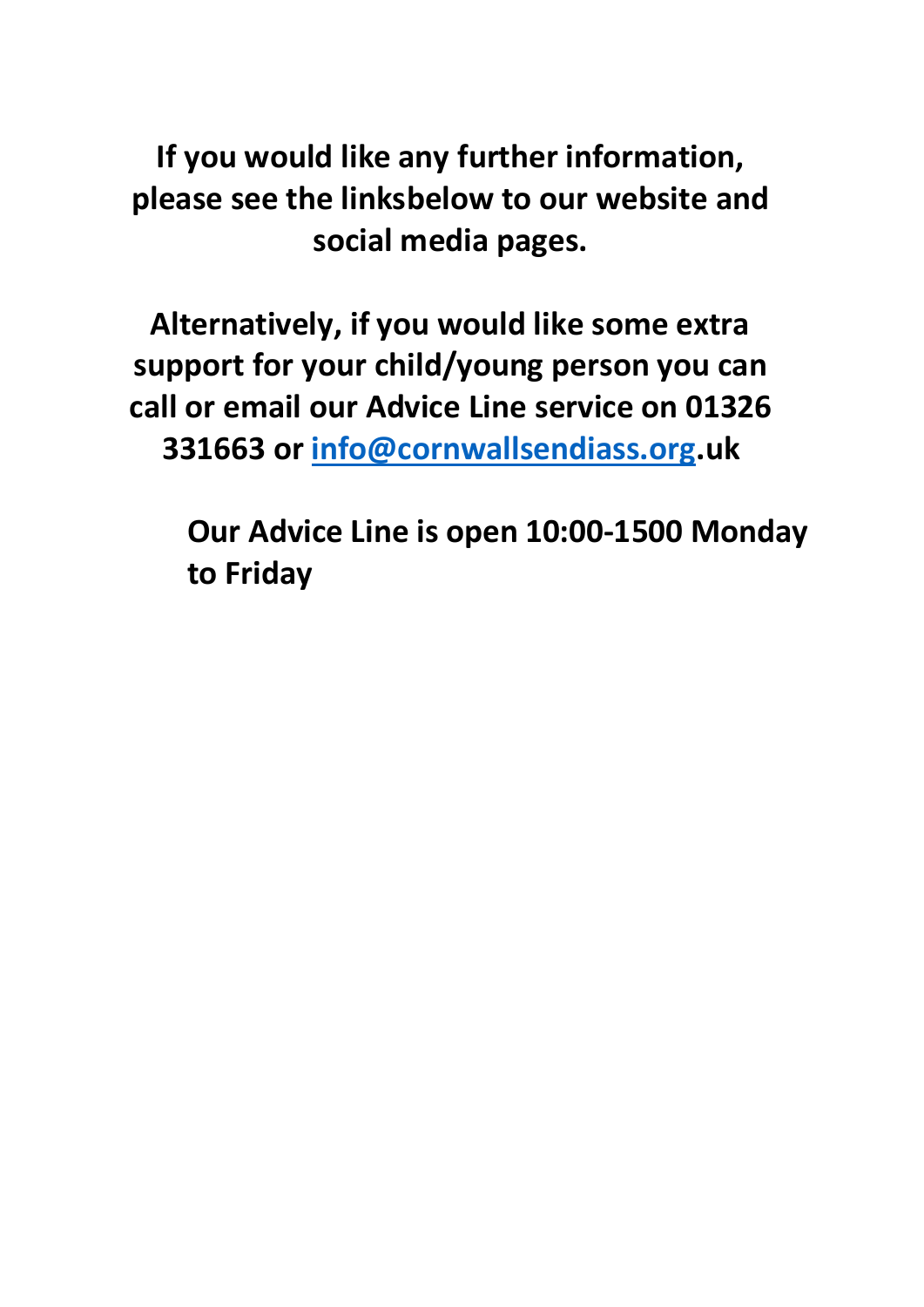**If you would like any further information, please see the linksbelow to our website and social media pages.**

**Alternatively, if you would like some extra support for your child/young person you can call or email our Advice Line service on 01326 331663 or [info@cornwallsendiass.org](mailto:info@cornwallsendiass.org).uk**

**Our Advice Line is open 10:00-1500 Monday to Friday**